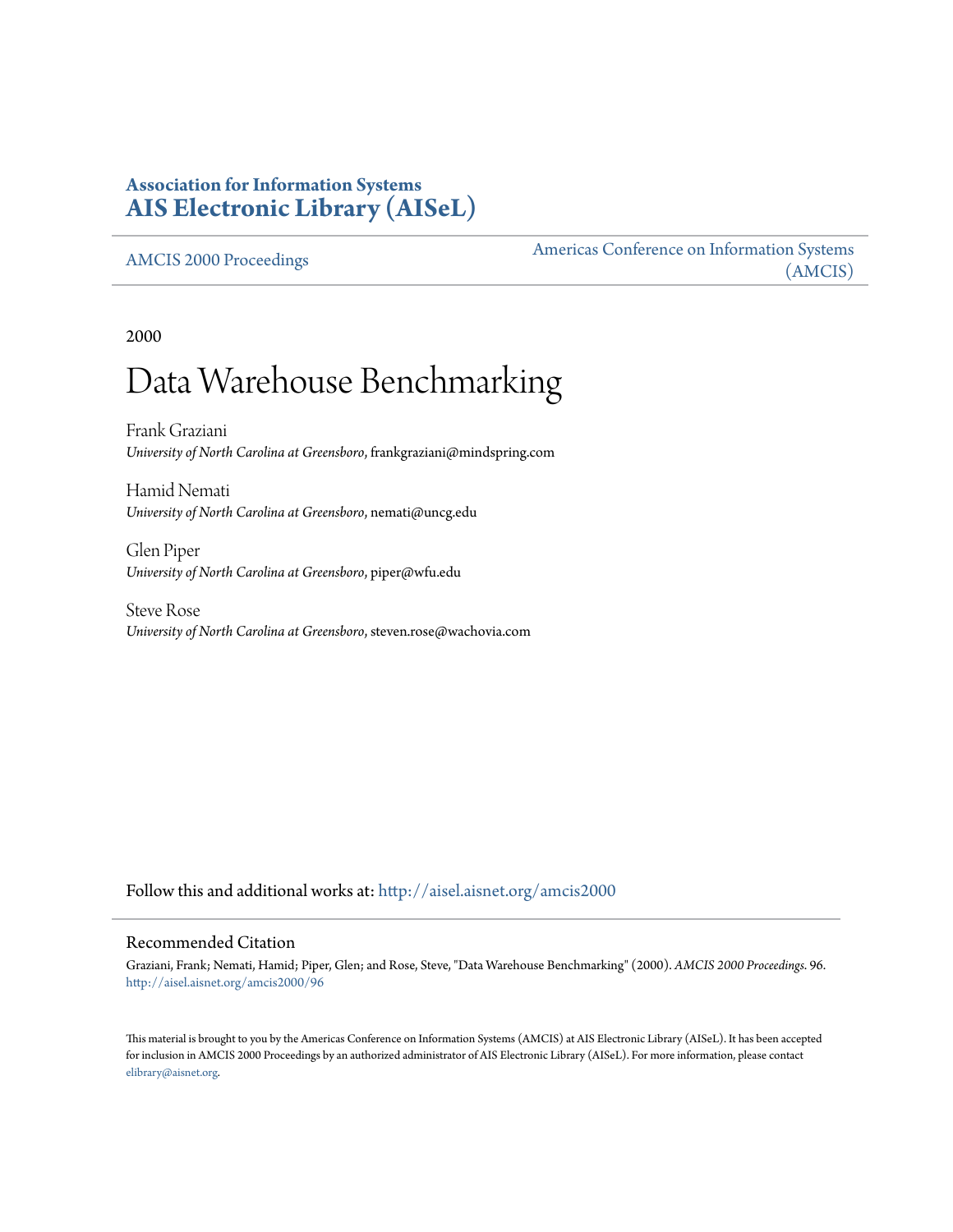**Association for Information Systems**
**[AIS Electronic Library (AISeL)](http://aisel.aisnet.org)**

AMCIS 2000 Proceedings | Americas Conference on Information Systems (AMCIS)

2000

# Data Warehouse Benchmarking

Frank Graziani
*University of North Carolina at Greensboro*, frankgraziani@mindspring.com

Hamid Nemati
*University of North Carolina at Greensboro*, nemati@uncg.edu

Glen Piper
*University of North Carolina at Greensboro*, piper@wfu.edu

Steve Rose
*University of North Carolina at Greensboro*, steven.rose@wachovia.com

Follow this and additional works at: http://aisel.aisnet.org/amcis2000

## Recommended Citation

Graziani, Frank; Nemati, Hamid; Piper, Glen; and Rose, Steve, "Data Warehouse Benchmarking" (2000). *AMCIS 2000 Proceedings*. 96. http://aisel.aisnet.org/amcis2000/96

This material is brought to you by the Americas Conference on Information Systems (AMCIS) at AIS Electronic Library (AISeL). It has been accepted for inclusion in AMCIS 2000 Proceedings by an authorized administrator of AIS Electronic Library (AISeL). For more information, please contact elibrary@aisnet.org.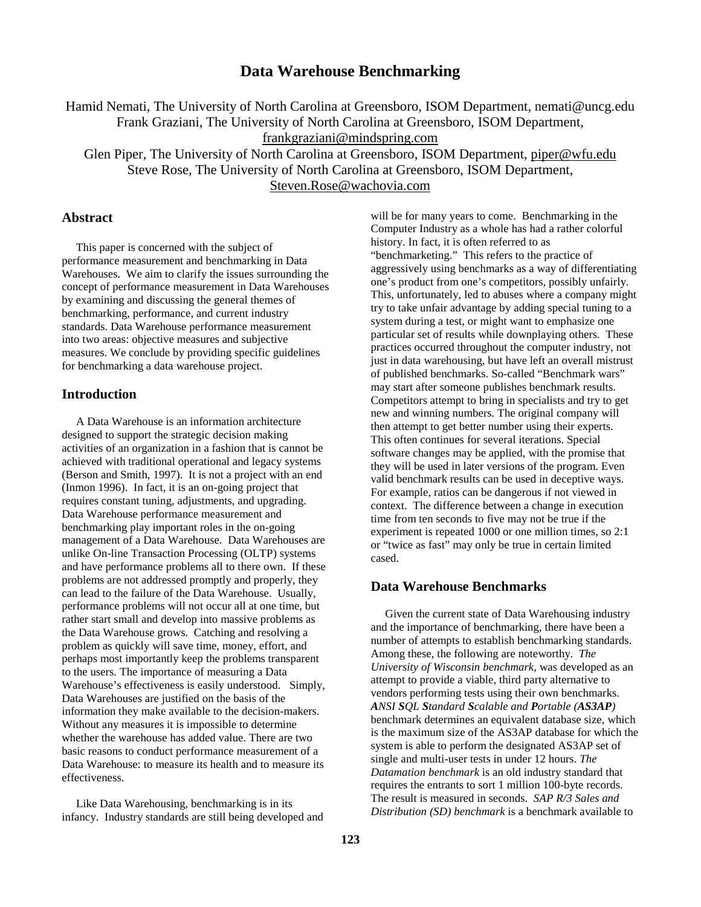# Data Warehouse Benchmarking

Hamid Nemati, The University of North Carolina at Greensboro, ISOM Department, nemati@uncg.edu
Frank Graziani, The University of North Carolina at Greensboro, ISOM Department, frankgraziani@mindspring.com
Glen Piper, The University of North Carolina at Greensboro, ISOM Department, piper@wfu.edu
Steve Rose, The University of North Carolina at Greensboro, ISOM Department, Steven.Rose@wachovia.com

## Abstract

This paper is concerned with the subject of performance measurement and benchmarking in Data Warehouses. We aim to clarify the issues surrounding the concept of performance measurement in Data Warehouses by examining and discussing the general themes of benchmarking, performance, and current industry standards. Data Warehouse performance measurement into two areas: objective measures and subjective measures. We conclude by providing specific guidelines for benchmarking a data warehouse project.

## Introduction

A Data Warehouse is an information architecture designed to support the strategic decision making activities of an organization in a fashion that is cannot be achieved with traditional operational and legacy systems (Berson and Smith, 1997). It is not a project with an end (Inmon 1996). In fact, it is an on-going project that requires constant tuning, adjustments, and upgrading. Data Warehouse performance measurement and benchmarking play important roles in the on-going management of a Data Warehouse. Data Warehouses are unlike On-line Transaction Processing (OLTP) systems and have performance problems all to there own. If these problems are not addressed promptly and properly, they can lead to the failure of the Data Warehouse. Usually, performance problems will not occur all at one time, but rather start small and develop into massive problems as the Data Warehouse grows. Catching and resolving a problem as quickly will save time, money, effort, and perhaps most importantly keep the problems transparent to the users. The importance of measuring a Data Warehouse's effectiveness is easily understood. Simply, Data Warehouses are justified on the basis of the information they make available to the decision-makers. Without any measures it is impossible to determine whether the warehouse has added value. There are two basic reasons to conduct performance measurement of a Data Warehouse: to measure its health and to measure its effectiveness.

Like Data Warehousing, benchmarking is in its infancy. Industry standards are still being developed and will be for many years to come. Benchmarking in the Computer Industry as a whole has had a rather colorful history. In fact, it is often referred to as "benchmarketing." This refers to the practice of aggressively using benchmarks as a way of differentiating one's product from one's competitors, possibly unfairly. This, unfortunately, led to abuses where a company might try to take unfair advantage by adding special tuning to a system during a test, or might want to emphasize one particular set of results while downplaying others. These practices occurred throughout the computer industry, not just in data warehousing, but have left an overall mistrust of published benchmarks. So-called "Benchmark wars" may start after someone publishes benchmark results. Competitors attempt to bring in specialists and try to get new and winning numbers. The original company will then attempt to get better number using their experts. This often continues for several iterations. Special software changes may be applied, with the promise that they will be used in later versions of the program. Even valid benchmark results can be used in deceptive ways. For example, ratios can be dangerous if not viewed in context. The difference between a change in execution time from ten seconds to five may not be true if the experiment is repeated 1000 or one million times, so 2:1 or "twice as fast" may only be true in certain limited cased.

## Data Warehouse Benchmarks

Given the current state of Data Warehousing industry and the importance of benchmarking, there have been a number of attempts to establish benchmarking standards. Among these, the following are noteworthy. *The University of Wisconsin benchmark,* was developed as an attempt to provide a viable, third party alternative to vendors performing tests using their own benchmarks. ***A****NSI* ***S****QL* ***S****tandard* ***S****calable and* ***P****ortable (****AS3AP****)* benchmark determines an equivalent database size, which is the maximum size of the AS3AP database for which the system is able to perform the designated AS3AP set of single and multi-user tests in under 12 hours. *The Datamation benchmark* is an old industry standard that requires the entrants to sort 1 million 100-byte records. The result is measured in seconds. *SAP R/3 Sales and Distribution (SD) benchmark* is a benchmark available to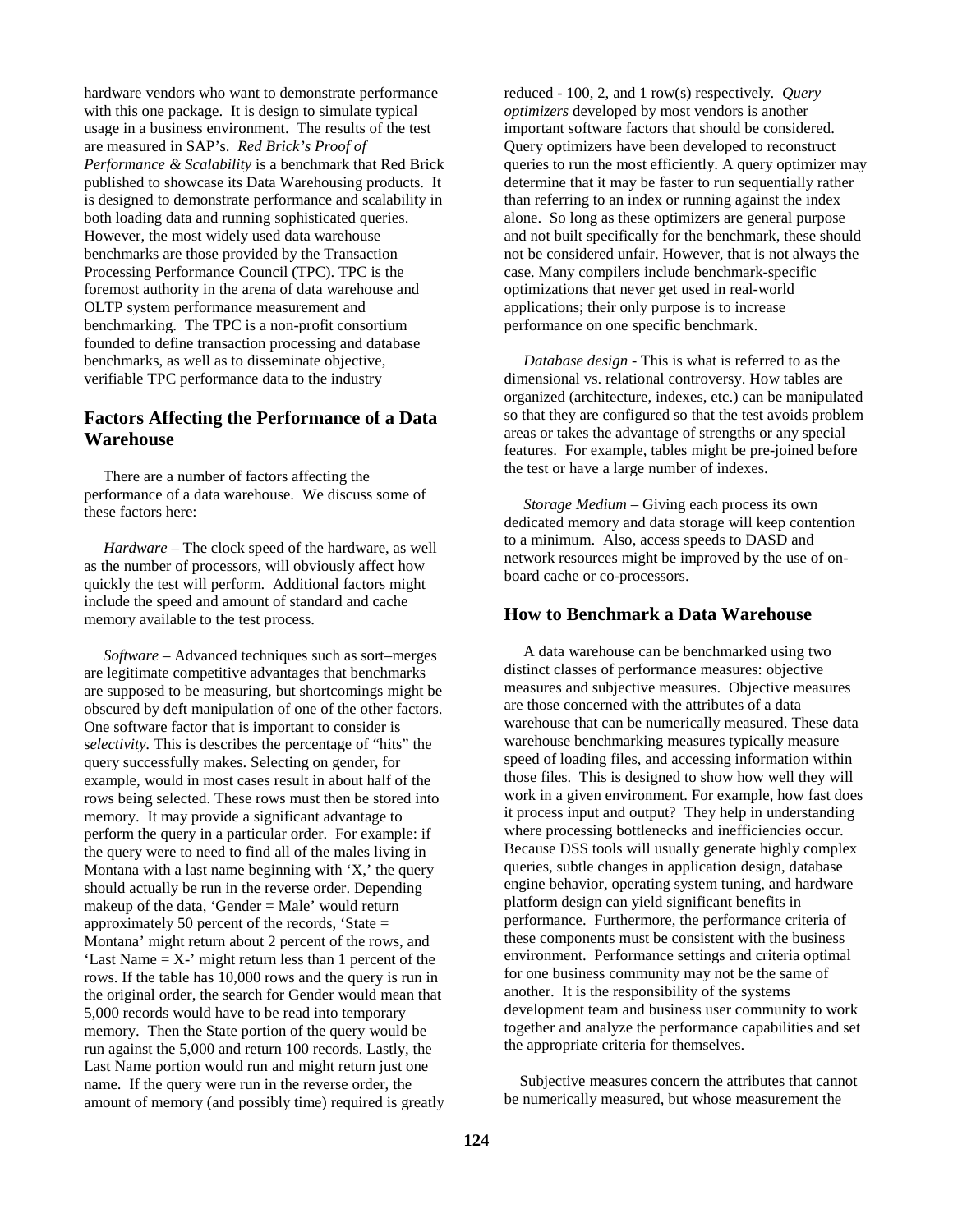hardware vendors who want to demonstrate performance with this one package. It is design to simulate typical usage in a business environment. The results of the test are measured in SAP's. *Red Brick's Proof of Performance & Scalability* is a benchmark that Red Brick published to showcase its Data Warehousing products. It is designed to demonstrate performance and scalability in both loading data and running sophisticated queries. However, the most widely used data warehouse benchmarks are those provided by the Transaction Processing Performance Council (TPC). TPC is the foremost authority in the arena of data warehouse and OLTP system performance measurement and benchmarking. The TPC is a non-profit consortium founded to define transaction processing and database benchmarks, as well as to disseminate objective, verifiable TPC performance data to the industry

## Factors Affecting the Performance of a Data Warehouse

There are a number of factors affecting the performance of a data warehouse. We discuss some of these factors here:

*Hardware* – The clock speed of the hardware, as well as the number of processors, will obviously affect how quickly the test will perform. Additional factors might include the speed and amount of standard and cache memory available to the test process.

*Software* – Advanced techniques such as sort–merges are legitimate competitive advantages that benchmarks are supposed to be measuring, but shortcomings might be obscured by deft manipulation of one of the other factors. One software factor that is important to consider is s*electivity*. This is describes the percentage of "hits" the query successfully makes. Selecting on gender, for example, would in most cases result in about half of the rows being selected. These rows must then be stored into memory. It may provide a significant advantage to perform the query in a particular order. For example: if the query were to need to find all of the males living in Montana with a last name beginning with 'X,' the query should actually be run in the reverse order. Depending makeup of the data, 'Gender = Male' would return approximately 50 percent of the records, 'State = Montana' might return about 2 percent of the rows, and 'Last Name = X-' might return less than 1 percent of the rows. If the table has 10,000 rows and the query is run in the original order, the search for Gender would mean that 5,000 records would have to be read into temporary memory. Then the State portion of the query would be run against the 5,000 and return 100 records. Lastly, the Last Name portion would run and might return just one name. If the query were run in the reverse order, the amount of memory (and possibly time) required is greatly reduced - 100, 2, and 1 row(s) respectively. *Query optimizers* developed by most vendors is another important software factors that should be considered. Query optimizers have been developed to reconstruct queries to run the most efficiently. A query optimizer may determine that it may be faster to run sequentially rather than referring to an index or running against the index alone. So long as these optimizers are general purpose and not built specifically for the benchmark, these should not be considered unfair. However, that is not always the case. Many compilers include benchmark-specific optimizations that never get used in real-world applications; their only purpose is to increase performance on one specific benchmark.

*Database design* - This is what is referred to as the dimensional vs. relational controversy. How tables are organized (architecture, indexes, etc.) can be manipulated so that they are configured so that the test avoids problem areas or takes the advantage of strengths or any special features. For example, tables might be pre-joined before the test or have a large number of indexes.

*Storage Medium* – Giving each process its own dedicated memory and data storage will keep contention to a minimum. Also, access speeds to DASD and network resources might be improved by the use of on-board cache or co-processors.

## How to Benchmark a Data Warehouse

A data warehouse can be benchmarked using two distinct classes of performance measures: objective measures and subjective measures. Objective measures are those concerned with the attributes of a data warehouse that can be numerically measured. These data warehouse benchmarking measures typically measure speed of loading files, and accessing information within those files. This is designed to show how well they will work in a given environment. For example, how fast does it process input and output? They help in understanding where processing bottlenecks and inefficiencies occur. Because DSS tools will usually generate highly complex queries, subtle changes in application design, database engine behavior, operating system tuning, and hardware platform design can yield significant benefits in performance. Furthermore, the performance criteria of these components must be consistent with the business environment. Performance settings and criteria optimal for one business community may not be the same of another. It is the responsibility of the systems development team and business user community to work together and analyze the performance capabilities and set the appropriate criteria for themselves.

Subjective measures concern the attributes that cannot be numerically measured, but whose measurement the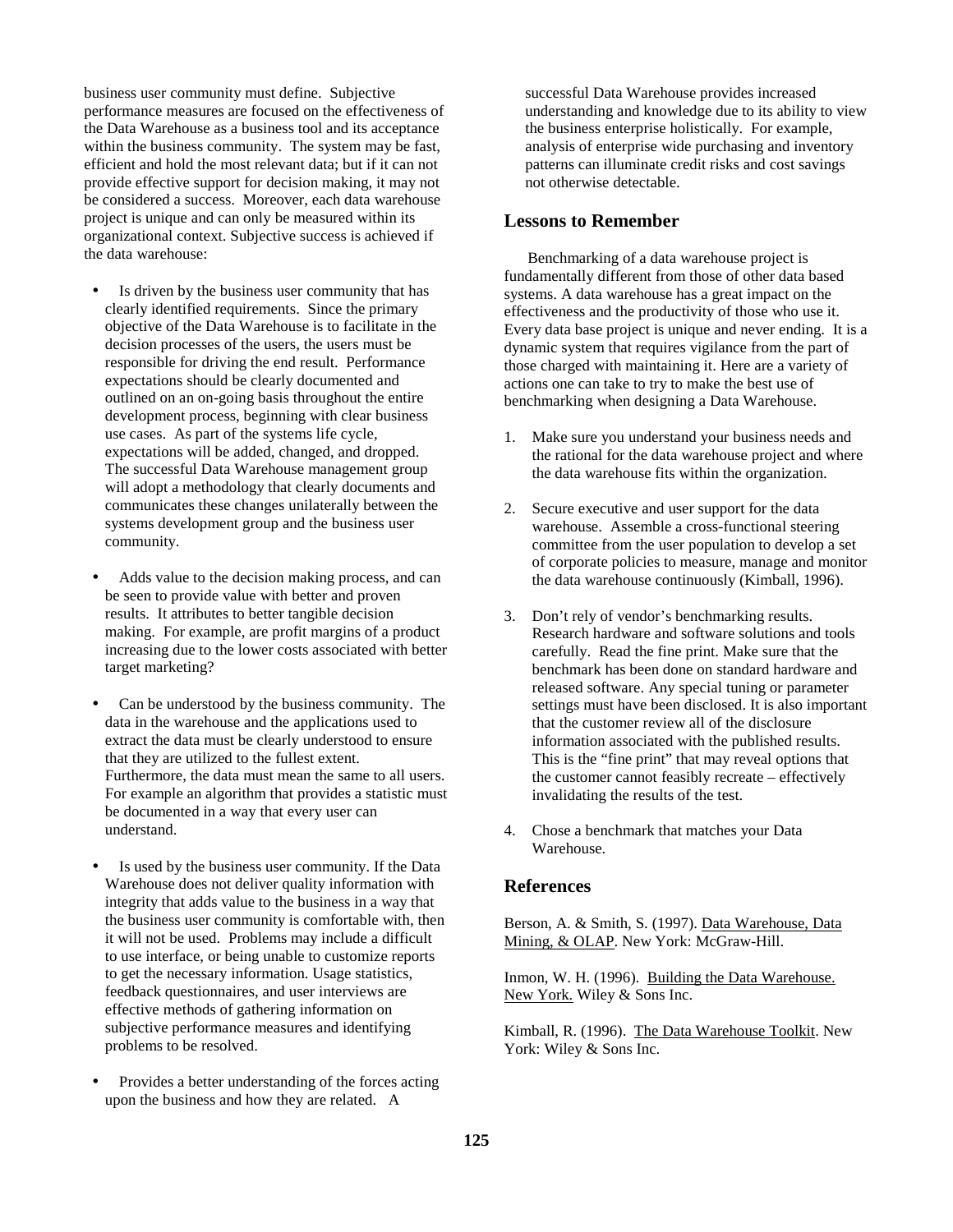business user community must define. Subjective performance measures are focused on the effectiveness of the Data Warehouse as a business tool and its acceptance within the business community. The system may be fast, efficient and hold the most relevant data; but if it can not provide effective support for decision making, it may not be considered a success. Moreover, each data warehouse project is unique and can only be measured within its organizational context. Subjective success is achieved if the data warehouse:

- Is driven by the business user community that has clearly identified requirements. Since the primary objective of the Data Warehouse is to facilitate in the decision processes of the users, the users must be responsible for driving the end result. Performance expectations should be clearly documented and outlined on an on-going basis throughout the entire development process, beginning with clear business use cases. As part of the systems life cycle, expectations will be added, changed, and dropped. The successful Data Warehouse management group will adopt a methodology that clearly documents and communicates these changes unilaterally between the systems development group and the business user community.

- Adds value to the decision making process, and can be seen to provide value with better and proven results. It attributes to better tangible decision making. For example, are profit margins of a product increasing due to the lower costs associated with better target marketing?

- Can be understood by the business community. The data in the warehouse and the applications used to extract the data must be clearly understood to ensure that they are utilized to the fullest extent. Furthermore, the data must mean the same to all users. For example an algorithm that provides a statistic must be documented in a way that every user can understand.

- Is used by the business user community. If the Data Warehouse does not deliver quality information with integrity that adds value to the business in a way that the business user community is comfortable with, then it will not be used. Problems may include a difficult to use interface, or being unable to customize reports to get the necessary information. Usage statistics, feedback questionnaires, and user interviews are effective methods of gathering information on subjective performance measures and identifying problems to be resolved.

- Provides a better understanding of the forces acting upon the business and how they are related. A successful Data Warehouse provides increased understanding and knowledge due to its ability to view the business enterprise holistically. For example, analysis of enterprise wide purchasing and inventory patterns can illuminate credit risks and cost savings not otherwise detectable.

## Lessons to Remember

Benchmarking of a data warehouse project is fundamentally different from those of other data based systems. A data warehouse has a great impact on the effectiveness and the productivity of those who use it. Every data base project is unique and never ending. It is a dynamic system that requires vigilance from the part of those charged with maintaining it. Here are a variety of actions one can take to try to make the best use of benchmarking when designing a Data Warehouse.

1. Make sure you understand your business needs and the rational for the data warehouse project and where the data warehouse fits within the organization.

2. Secure executive and user support for the data warehouse. Assemble a cross-functional steering committee from the user population to develop a set of corporate policies to measure, manage and monitor the data warehouse continuously (Kimball, 1996).

3. Don't rely of vendor's benchmarking results. Research hardware and software solutions and tools carefully. Read the fine print. Make sure that the benchmark has been done on standard hardware and released software. Any special tuning or parameter settings must have been disclosed. It is also important that the customer review all of the disclosure information associated with the published results. This is the "fine print" that may reveal options that the customer cannot feasibly recreate – effectively invalidating the results of the test.

4. Chose a benchmark that matches your Data Warehouse.

## References

Berson, A. & Smith, S. (1997). Data Warehouse, Data Mining, & OLAP. New York: McGraw-Hill.

Inmon, W. H. (1996). Building the Data Warehouse. New York. Wiley & Sons Inc.

Kimball, R. (1996). The Data Warehouse Toolkit. New York: Wiley & Sons Inc.